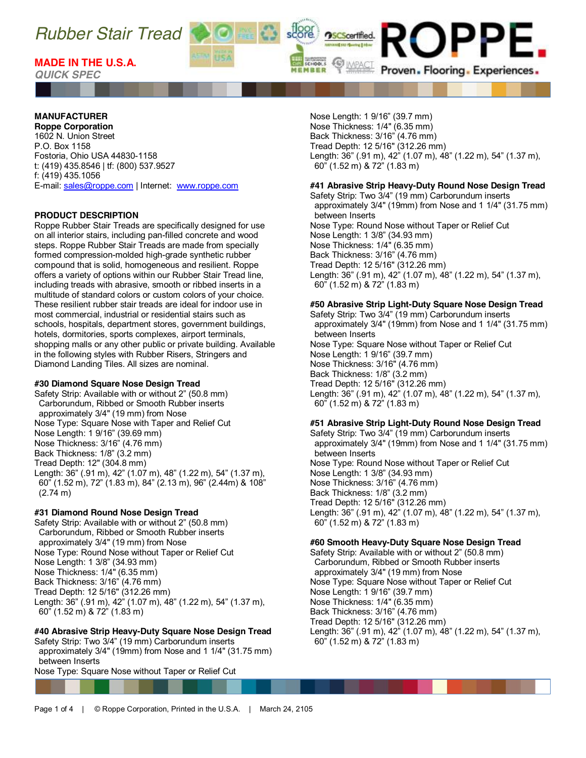# Rubber Stair Tread

**MADE IN THE U.S.A.**

*QUICK SPEC*

ROPPE

Proven. Flooring. Experiences.

**MANUFACTURER**
**Roppe Corporation**
1602 N. Union Street
P.O. Box 1158
Fostoria, Ohio USA 44830-1158
t: (419) 435.8546 | tf: (800) 537.9527
f: (419) 435.1056
E-mail: sales@roppe.com | Internet: www.roppe.com

**PRODUCT DESCRIPTION**

Roppe Rubber Stair Treads are specifically designed for use on all interior stairs, including pan-filled concrete and wood steps. Roppe Rubber Stair Treads are made from specially formed compression-molded high-grade synthetic rubber compound that is solid, homogeneous and resilient. Roppe offers a variety of options within our Rubber Stair Tread line, including treads with abrasive, smooth or ribbed inserts in a multitude of standard colors or custom colors of your choice. These resilient rubber stair treads are ideal for indoor use in most commercial, industrial or residential stairs such as schools, hospitals, department stores, government buildings, hotels, dormitories, sports complexes, airport terminals, shopping malls or any other public or private building. Available in the following styles with Rubber Risers, Stringers and Diamond Landing Tiles. All sizes are nominal.

**#30 Diamond Square Nose Design Tread**
Safety Strip: Available with or without 2" (50.8 mm) Carborundum, Ribbed or Smooth Rubber inserts approximately 3/4" (19 mm) from Nose
Nose Type: Square Nose with Taper and Relief Cut
Nose Length: 1 9/16" (39.69 mm)
Nose Thickness: 3/16" (4.76 mm)
Back Thickness: 1/8" (3.2 mm)
Tread Depth: 12" (304.8 mm)
Length: 36" (.91 m), 42" (1.07 m), 48" (1.22 m), 54" (1.37 m), 60" (1.52 m), 72" (1.83 m), 84" (2.13 m), 96" (2.44m) & 108" (2.74 m)

**#31 Diamond Round Nose Design Tread**
Safety Strip: Available with or without 2" (50.8 mm) Carborundum, Ribbed or Smooth Rubber inserts approximately 3/4" (19 mm) from Nose
Nose Type: Round Nose without Taper or Relief Cut
Nose Length: 1 3/8" (34.93 mm)
Nose Thickness: 1/4" (6.35 mm)
Back Thickness: 3/16" (4.76 mm)
Tread Depth: 12 5/16" (312.26 mm)
Length: 36" (.91 m), 42" (1.07 m), 48" (1.22 m), 54" (1.37 m), 60" (1.52 m) & 72" (1.83 m)

**#40 Abrasive Strip Heavy-Duty Square Nose Design Tread**
Safety Strip: Two 3/4" (19 mm) Carborundum inserts approximately 3/4" (19mm) from Nose and 1 1/4" (31.75 mm) between Inserts
Nose Type: Square Nose without Taper or Relief Cut
Nose Length: 1 9/16" (39.7 mm)
Nose Thickness: 1/4" (6.35 mm)
Back Thickness: 3/16" (4.76 mm)
Tread Depth: 12 5/16" (312.26 mm)
Length: 36" (.91 m), 42" (1.07 m), 48" (1.22 m), 54" (1.37 m), 60" (1.52 m) & 72" (1.83 m)

**#41 Abrasive Strip Heavy-Duty Round Nose Design Tread**
Safety Strip: Two 3/4" (19 mm) Carborundum inserts approximately 3/4" (19mm) from Nose and 1 1/4" (31.75 mm) between Inserts
Nose Type: Round Nose without Taper or Relief Cut
Nose Length: 1 3/8" (34.93 mm)
Nose Thickness: 1/4" (6.35 mm)
Back Thickness: 3/16" (4.76 mm)
Tread Depth: 12 5/16" (312.26 mm)
Length: 36" (.91 m), 42" (1.07 m), 48" (1.22 m), 54" (1.37 m), 60" (1.52 m) & 72" (1.83 m)

**#50 Abrasive Strip Light-Duty Square Nose Design Tread**
Safety Strip: Two 3/4" (19 mm) Carborundum inserts approximately 3/4" (19mm) from Nose and 1 1/4" (31.75 mm) between Inserts
Nose Type: Square Nose without Taper or Relief Cut
Nose Length: 1 9/16" (39.7 mm)
Nose Thickness: 3/16" (4.76 mm)
Back Thickness: 1/8" (3.2 mm)
Tread Depth: 12 5/16" (312.26 mm)
Length: 36" (.91 m), 42" (1.07 m), 48" (1.22 m), 54" (1.37 m), 60" (1.52 m) & 72" (1.83 m)

**#51 Abrasive Strip Light-Duty Round Nose Design Tread**
Safety Strip: Two 3/4" (19 mm) Carborundum inserts approximately 3/4" (19mm) from Nose and 1 1/4" (31.75 mm) between Inserts
Nose Type: Round Nose without Taper or Relief Cut
Nose Length: 1 3/8" (34.93 mm)
Nose Thickness: 3/16" (4.76 mm)
Back Thickness: 1/8" (3.2 mm)
Tread Depth: 12 5/16" (312.26 mm)
Length: 36" (.91 m), 42" (1.07 m), 48" (1.22 m), 54" (1.37 m), 60" (1.52 m) & 72" (1.83 m)

**#60 Smooth Heavy-Duty Square Nose Design Tread**
Safety Strip: Available with or without 2" (50.8 mm) Carborundum, Ribbed or Smooth Rubber inserts approximately 3/4" (19 mm) from Nose
Nose Type: Square Nose without Taper or Relief Cut
Nose Length: 1 9/16" (39.7 mm)
Nose Thickness: 1/4" (6.35 mm)
Back Thickness: 3/16" (4.76 mm)
Tread Depth: 12 5/16" (312.26 mm)
Length: 36" (.91 m), 42" (1.07 m), 48" (1.22 m), 54" (1.37 m), 60" (1.52 m) & 72" (1.83 m)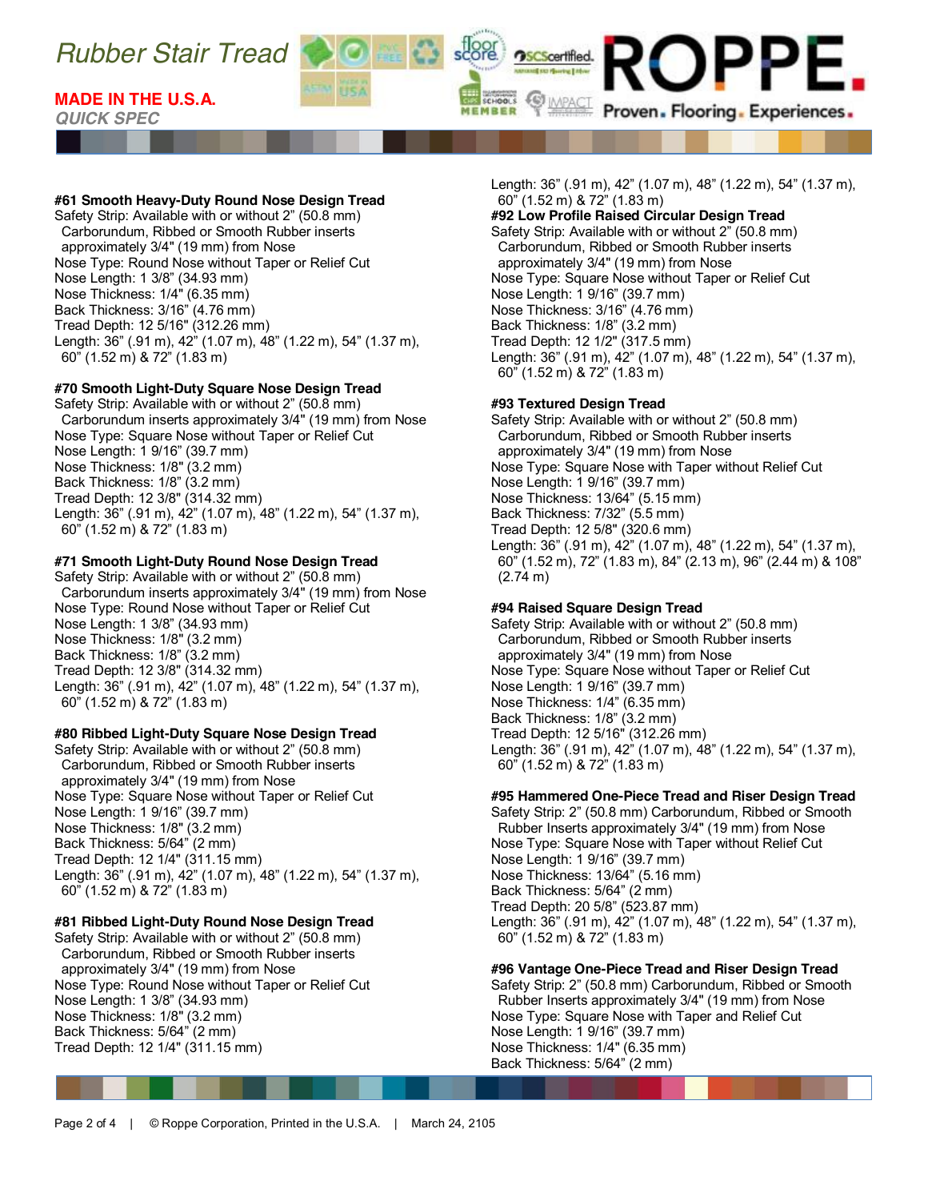# Rubber Stair Tread

**MADE IN THE U.S.A.**

*QUICK SPEC*

**#61 Smooth Heavy-Duty Round Nose Design Tread**
Safety Strip: Available with or without 2" (50.8 mm) Carborundum, Ribbed or Smooth Rubber inserts approximately 3/4" (19 mm) from Nose
Nose Type: Round Nose without Taper or Relief Cut
Nose Length: 1 3/8" (34.93 mm)
Nose Thickness: 1/4" (6.35 mm)
Back Thickness: 3/16" (4.76 mm)
Tread Depth: 12 5/16" (312.26 mm)
Length: 36" (.91 m), 42" (1.07 m), 48" (1.22 m), 54" (1.37 m), 60" (1.52 m) & 72" (1.83 m)

**#70 Smooth Light-Duty Square Nose Design Tread**
Safety Strip: Available with or without 2" (50.8 mm) Carborundum inserts approximately 3/4" (19 mm) from Nose
Nose Type: Square Nose without Taper or Relief Cut
Nose Length: 1 9/16" (39.7 mm)
Nose Thickness: 1/8" (3.2 mm)
Back Thickness: 1/8" (3.2 mm)
Tread Depth: 12 3/8" (314.32 mm)
Length: 36" (.91 m), 42" (1.07 m), 48" (1.22 m), 54" (1.37 m), 60" (1.52 m) & 72" (1.83 m)

**#71 Smooth Light-Duty Round Nose Design Tread**
Safety Strip: Available with or without 2" (50.8 mm) Carborundum inserts approximately 3/4" (19 mm) from Nose
Nose Type: Round Nose without Taper or Relief Cut
Nose Length: 1 3/8" (34.93 mm)
Nose Thickness: 1/8" (3.2 mm)
Back Thickness: 1/8" (3.2 mm)
Tread Depth: 12 3/8" (314.32 mm)
Length: 36" (.91 m), 42" (1.07 m), 48" (1.22 m), 54" (1.37 m), 60" (1.52 m) & 72" (1.83 m)

**#80 Ribbed Light-Duty Square Nose Design Tread**
Safety Strip: Available with or without 2" (50.8 mm) Carborundum, Ribbed or Smooth Rubber inserts approximately 3/4" (19 mm) from Nose
Nose Type: Square Nose without Taper or Relief Cut
Nose Length: 1 9/16" (39.7 mm)
Nose Thickness: 1/8" (3.2 mm)
Back Thickness: 5/64" (2 mm)
Tread Depth: 12 1/4" (311.15 mm)
Length: 36" (.91 m), 42" (1.07 m), 48" (1.22 m), 54" (1.37 m), 60" (1.52 m) & 72" (1.83 m)

**#81 Ribbed Light-Duty Round Nose Design Tread**
Safety Strip: Available with or without 2" (50.8 mm) Carborundum, Ribbed or Smooth Rubber inserts approximately 3/4" (19 mm) from Nose
Nose Type: Round Nose without Taper or Relief Cut
Nose Length: 1 3/8" (34.93 mm)
Nose Thickness: 1/8" (3.2 mm)
Back Thickness: 5/64" (2 mm)
Tread Depth: 12 1/4" (311.15 mm)
Length: 36" (.91 m), 42" (1.07 m), 48" (1.22 m), 54" (1.37 m), 60" (1.52 m) & 72" (1.83 m)

**#92 Low Profile Raised Circular Design Tread**
Safety Strip: Available with or without 2" (50.8 mm) Carborundum, Ribbed or Smooth Rubber inserts approximately 3/4" (19 mm) from Nose
Nose Type: Square Nose without Taper or Relief Cut
Nose Length: 1 9/16" (39.7 mm)
Nose Thickness: 3/16" (4.76 mm)
Back Thickness: 1/8" (3.2 mm)
Tread Depth: 12 1/2" (317.5 mm)
Length: 36" (.91 m), 42" (1.07 m), 48" (1.22 m), 54" (1.37 m), 60" (1.52 m) & 72" (1.83 m)

**#93 Textured Design Tread**
Safety Strip: Available with or without 2" (50.8 mm) Carborundum, Ribbed or Smooth Rubber inserts approximately 3/4" (19 mm) from Nose
Nose Type: Square Nose with Taper without Relief Cut
Nose Length: 1 9/16" (39.7 mm)
Nose Thickness: 13/64" (5.15 mm)
Back Thickness: 7/32" (5.5 mm)
Tread Depth: 12 5/8" (320.6 mm)
Length: 36" (.91 m), 42" (1.07 m), 48" (1.22 m), 54" (1.37 m), 60" (1.52 m), 72" (1.83 m), 84" (2.13 m), 96" (2.44 m) & 108" (2.74 m)

**#94 Raised Square Design Tread**
Safety Strip: Available with or without 2" (50.8 mm) Carborundum, Ribbed or Smooth Rubber inserts approximately 3/4" (19 mm) from Nose
Nose Type: Square Nose without Taper or Relief Cut
Nose Length: 1 9/16" (39.7 mm)
Nose Thickness: 1/4" (6.35 mm)
Back Thickness: 1/8" (3.2 mm)
Tread Depth: 12 5/16" (312.26 mm)
Length: 36" (.91 m), 42" (1.07 m), 48" (1.22 m), 54" (1.37 m), 60" (1.52 m) & 72" (1.83 m)

**#95 Hammered One-Piece Tread and Riser Design Tread**
Safety Strip: 2" (50.8 mm) Carborundum, Ribbed or Smooth Rubber Inserts approximately 3/4" (19 mm) from Nose
Nose Type: Square Nose with Taper without Relief Cut
Nose Length: 1 9/16" (39.7 mm)
Nose Thickness: 13/64" (5.16 mm)
Back Thickness: 5/64" (2 mm)
Tread Depth: 20 5/8" (523.87 mm)
Length: 36" (.91 m), 42" (1.07 m), 48" (1.22 m), 54" (1.37 m), 60" (1.52 m) & 72" (1.83 m)

**#96 Vantage One-Piece Tread and Riser Design Tread**
Safety Strip: 2" (50.8 mm) Carborundum, Ribbed or Smooth Rubber Inserts approximately 3/4" (19 mm) from Nose
Nose Type: Square Nose with Taper and Relief Cut
Nose Length: 1 9/16" (39.7 mm)
Nose Thickness: 1/4" (6.35 mm)
Back Thickness: 5/64" (2 mm)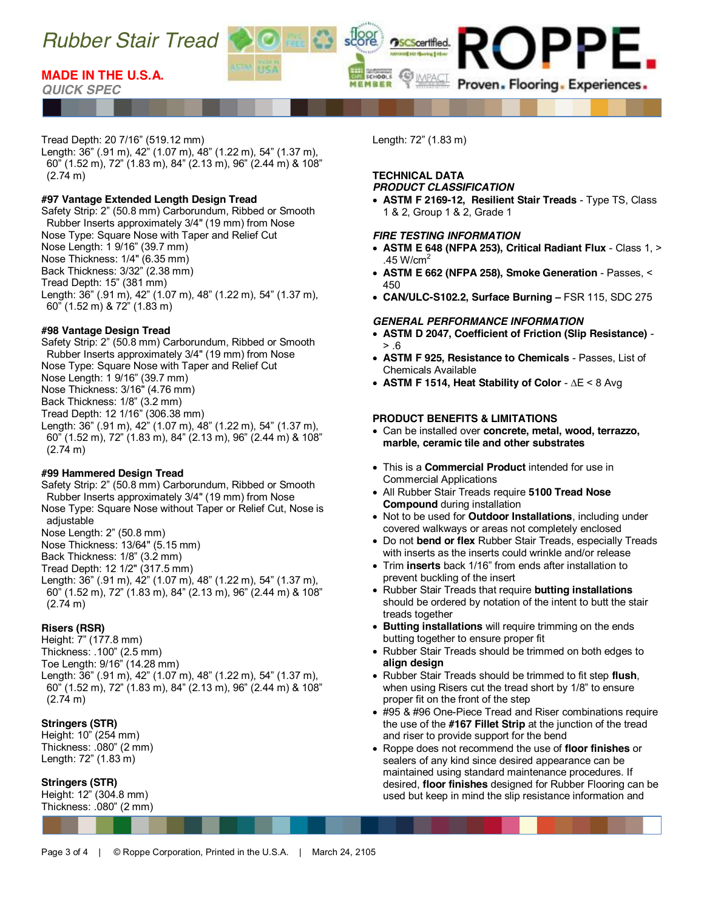Tread Depth: 20 7/16" (519.12 mm)
Length: 36" (.91 m), 42" (1.07 m), 48" (1.22 m), 54" (1.37 m), 60" (1.52 m), 72" (1.83 m), 84" (2.13 m), 96" (2.44 m) & 108" (2.74 m)

**#97 Vantage Extended Length Design Tread**
Safety Strip: 2" (50.8 mm) Carborundum, Ribbed or Smooth Rubber Inserts approximately 3/4" (19 mm) from Nose
Nose Type: Square Nose with Taper and Relief Cut
Nose Length: 1 9/16" (39.7 mm)
Nose Thickness: 1/4" (6.35 mm)
Back Thickness: 3/32" (2.38 mm)
Tread Depth: 15" (381 mm)
Length: 36" (.91 m), 42" (1.07 m), 48" (1.22 m), 54" (1.37 m), 60" (1.52 m) & 72" (1.83 m)

**#98 Vantage Design Tread**
Safety Strip: 2" (50.8 mm) Carborundum, Ribbed or Smooth Rubber Inserts approximately 3/4" (19 mm) from Nose
Nose Type: Square Nose with Taper and Relief Cut
Nose Length: 1 9/16" (39.7 mm)
Nose Thickness: 3/16" (4.76 mm)
Back Thickness: 1/8" (3.2 mm)
Tread Depth: 12 1/16" (306.38 mm)
Length: 36" (.91 m), 42" (1.07 m), 48" (1.22 m), 54" (1.37 m), 60" (1.52 m), 72" (1.83 m), 84" (2.13 m), 96" (2.44 m) & 108" (2.74 m)

**#99 Hammered Design Tread**
Safety Strip: 2" (50.8 mm) Carborundum, Ribbed or Smooth Rubber Inserts approximately 3/4" (19 mm) from Nose
Nose Type: Square Nose without Taper or Relief Cut, Nose is adjustable
Nose Length: 2" (50.8 mm)
Nose Thickness: 13/64" (5.15 mm)
Back Thickness: 1/8" (3.2 mm)
Tread Depth: 12 1/2" (317.5 mm)
Length: 36" (.91 m), 42" (1.07 m), 48" (1.22 m), 54" (1.37 m), 60" (1.52 m), 72" (1.83 m), 84" (2.13 m), 96" (2.44 m) & 108" (2.74 m)

**Risers (RSR)**
Height: 7" (177.8 mm)
Thickness: .100" (2.5 mm)
Toe Length: 9/16" (14.28 mm)
Length: 36" (.91 m), 42" (1.07 m), 48" (1.22 m), 54" (1.37 m), 60" (1.52 m), 72" (1.83 m), 84" (2.13 m), 96" (2.44 m) & 108" (2.74 m)

**Stringers (STR)**
Height: 10" (254 mm)
Thickness: .080" (2 mm)
Length: 72" (1.83 m)

**Stringers (STR)**
Height: 12" (304.8 mm)
Thickness: .080" (2 mm)
Length: 72" (1.83 m)

## TECHNICAL DATA

### *PRODUCT CLASSIFICATION*

- **ASTM F 2169-12, Resilient Stair Treads** - Type TS, Class 1 & 2, Group 1 & 2, Grade 1

### *FIRE TESTING INFORMATION*

- **ASTM E 648 (NFPA 253), Critical Radiant Flux** - Class 1, > .45 W/cm$^2$
- **ASTM E 662 (NFPA 258), Smoke Generation** - Passes, < 450
- **CAN/ULC-S102.2, Surface Burning –** FSR 115, SDC 275

### *GENERAL PERFORMANCE INFORMATION*

- **ASTM D 2047, Coefficient of Friction (Slip Resistance)** - > .6
- **ASTM F 925, Resistance to Chemicals** - Passes, List of Chemicals Available
- **ASTM F 1514, Heat Stability of Color** - $\Delta E$ < 8 Avg

## PRODUCT BENEFITS & LIMITATIONS

- Can be installed over **concrete, metal, wood, terrazzo, marble, ceramic tile and other substrates**
- This is a **Commercial Product** intended for use in Commercial Applications
- All Rubber Stair Treads require **5100 Tread Nose Compound** during installation
- Not to be used for **Outdoor Installations**, including under covered walkways or areas not completely enclosed
- Do not **bend or flex** Rubber Stair Treads, especially Treads with inserts as the inserts could wrinkle and/or release
- Trim **inserts** back 1/16" from ends after installation to prevent buckling of the insert
- Rubber Stair Treads that require **butting installations** should be ordered by notation of the intent to butt the stair treads together
- **Butting installations** will require trimming on the ends butting together to ensure proper fit
- Rubber Stair Treads should be trimmed on both edges to **align design**
- Rubber Stair Treads should be trimmed to fit step **flush**, when using Risers cut the tread short by 1/8" to ensure proper fit on the front of the step
- #95 & #96 One-Piece Tread and Riser combinations require the use of the **#167 Fillet Strip** at the junction of the tread and riser to provide support for the bend
- Roppe does not recommend the use of **floor finishes** or sealers of any kind since desired appearance can be maintained using standard maintenance procedures. If desired, **floor finishes** designed for Rubber Flooring can be used but keep in mind the slip resistance information and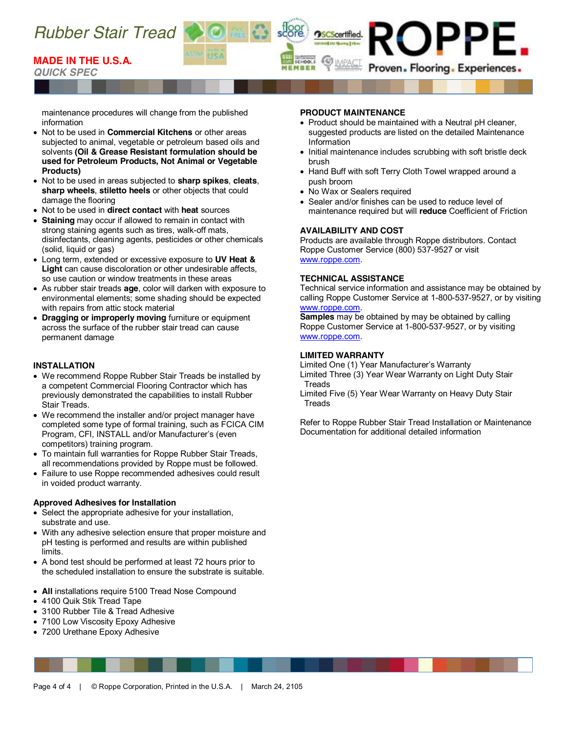maintenance procedures will change from the published information

- Not to be used in **Commercial Kitchens** or other areas subjected to animal, vegetable or petroleum based oils and solvents **(Oil & Grease Resistant formulation should be used for Petroleum Products, Not Animal or Vegetable Products)**
- Not to be used in areas subjected to **sharp spikes**, **cleats**, **sharp wheels**, **stiletto heels** or other objects that could damage the flooring
- Not to be used in **direct contact** with **heat** sources
- **Staining** may occur if allowed to remain in contact with strong staining agents such as tires, walk-off mats, disinfectants, cleaning agents, pesticides or other chemicals (solid, liquid or gas)
- Long term, extended or excessive exposure to **UV Heat & Light** can cause discoloration or other undesirable affects, so use caution or window treatments in these areas
- As rubber stair treads **age**, color will darken with exposure to environmental elements; some shading should be expected with repairs from attic stock material
- **Dragging or improperly moving** furniture or equipment across the surface of the rubber stair tread can cause permanent damage

## INSTALLATION

- We recommend Roppe Rubber Stair Treads be installed by a competent Commercial Flooring Contractor which has previously demonstrated the capabilities to install Rubber Stair Treads.
- We recommend the installer and/or project manager have completed some type of formal training, such as FCICA CIM Program, CFI, INSTALL and/or Manufacturer's (even competitors) training program.
- To maintain full warranties for Roppe Rubber Stair Treads, all recommendations provided by Roppe must be followed.
- Failure to use Roppe recommended adhesives could result in voided product warranty.

### Approved Adhesives for Installation

- Select the appropriate adhesive for your installation, substrate and use.
- With any adhesive selection ensure that proper moisture and pH testing is performed and results are within published limits.
- A bond test should be performed at least 72 hours prior to the scheduled installation to ensure the substrate is suitable.

- **All** installations require 5100 Tread Nose Compound
- 4100 Quik Stik Tread Tape
- 3100 Rubber Tile & Tread Adhesive
- 7100 Low Viscosity Epoxy Adhesive
- 7200 Urethane Epoxy Adhesive

## PRODUCT MAINTENANCE

- Product should be maintained with a Neutral pH cleaner, suggested products are listed on the detailed Maintenance Information
- Initial maintenance includes scrubbing with soft bristle deck brush
- Hand Buff with soft Terry Cloth Towel wrapped around a push broom
- No Wax or Sealers required
- Sealer and/or finishes can be used to reduce level of maintenance required but will **reduce** Coefficient of Friction

## AVAILABILITY AND COST

Products are available through Roppe distributors. Contact Roppe Customer Service (800) 537-9527 or visit www.roppe.com.

## TECHNICAL ASSISTANCE

Technical service information and assistance may be obtained by calling Roppe Customer Service at 1-800-537-9527, or by visiting www.roppe.com.

**Samples** may be obtained by may be obtained by calling Roppe Customer Service at 1-800-537-9527, or by visiting www.roppe.com.

## LIMITED WARRANTY

Limited One (1) Year Manufacturer's Warranty
Limited Three (3) Year Wear Warranty on Light Duty Stair Treads
Limited Five (5) Year Wear Warranty on Heavy Duty Stair Treads

Refer to Roppe Rubber Stair Tread Installation or Maintenance Documentation for additional detailed information